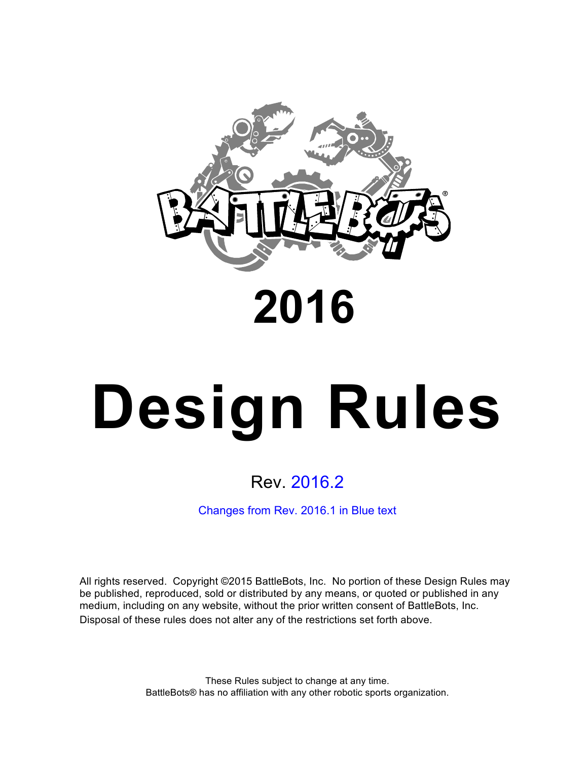# 2016

# Design Rules

Rev. 2016.2

Changes from Rev. 2016.1 in Blue text

All rights reserved. Copyright ©2015 BattleBots, Inc. No portion of these Design Rules may be published, reproduced, sold or distributed by any means, or quoted or published in any medium, including on any website, without the prior written consent of BattleBots, Inc. Disposal of these rules does not alter any of the restrictions set forth above.

These Rules subject to change at any time.
BattleBots® has no affiliation with any other robotic sports organization.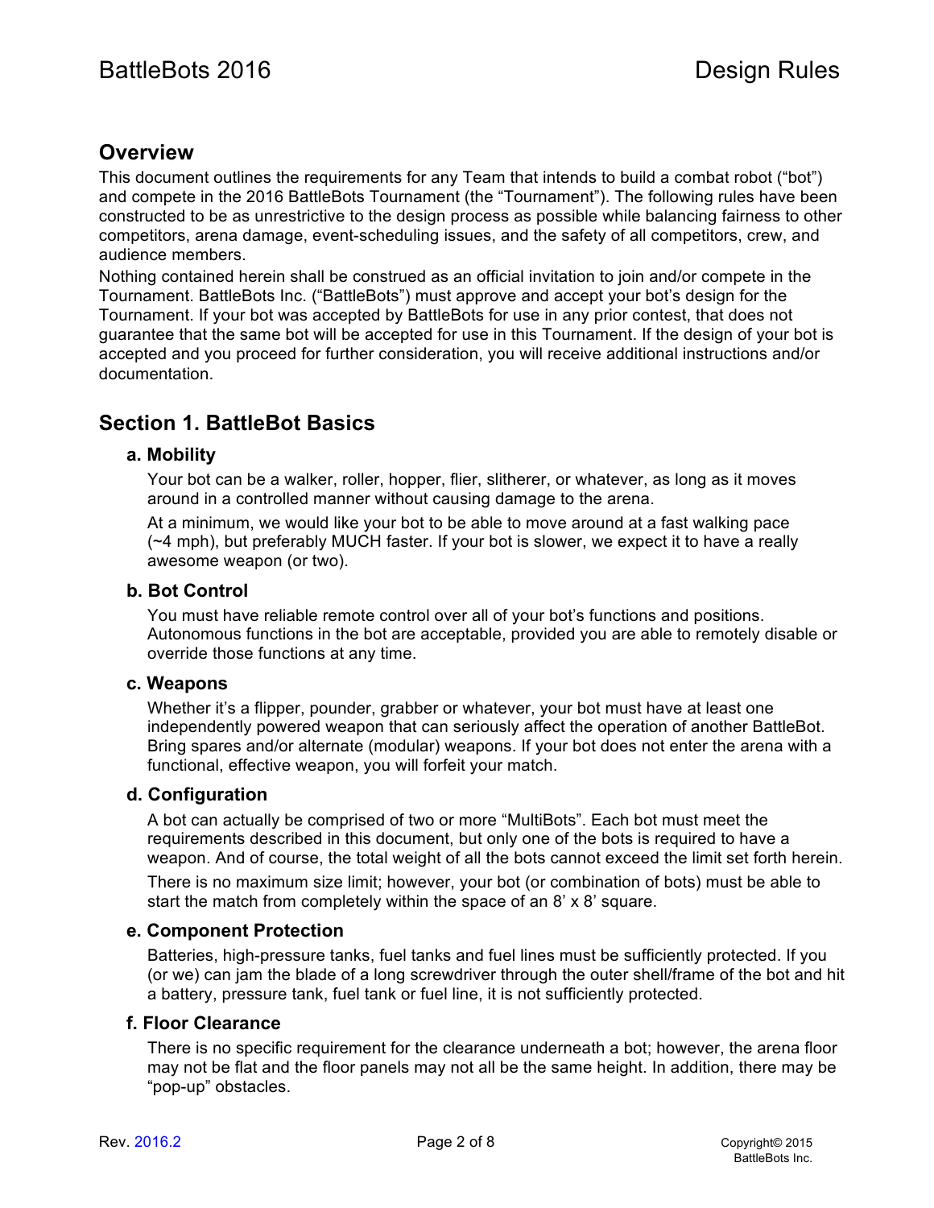## Overview

This document outlines the requirements for any Team that intends to build a combat robot ("bot") and compete in the 2016 BattleBots Tournament (the "Tournament"). The following rules have been constructed to be as unrestrictive to the design process as possible while balancing fairness to other competitors, arena damage, event-scheduling issues, and the safety of all competitors, crew, and audience members.

Nothing contained herein shall be construed as an official invitation to join and/or compete in the Tournament. BattleBots Inc. ("BattleBots") must approve and accept your bot's design for the Tournament. If your bot was accepted by BattleBots for use in any prior contest, that does not guarantee that the same bot will be accepted for use in this Tournament. If the design of your bot is accepted and you proceed for further consideration, you will receive additional instructions and/or documentation.

## Section 1. BattleBot Basics

### a. Mobility

Your bot can be a walker, roller, hopper, flier, slitherer, or whatever, as long as it moves around in a controlled manner without causing damage to the arena.

At a minimum, we would like your bot to be able to move around at a fast walking pace (~4 mph), but preferably MUCH faster. If your bot is slower, we expect it to have a really awesome weapon (or two).

### b. Bot Control

You must have reliable remote control over all of your bot's functions and positions. Autonomous functions in the bot are acceptable, provided you are able to remotely disable or override those functions at any time.

### c. Weapons

Whether it's a flipper, pounder, grabber or whatever, your bot must have at least one independently powered weapon that can seriously affect the operation of another BattleBot. Bring spares and/or alternate (modular) weapons. If your bot does not enter the arena with a functional, effective weapon, you will forfeit your match.

### d. Configuration

A bot can actually be comprised of two or more "MultiBots". Each bot must meet the requirements described in this document, but only one of the bots is required to have a weapon. And of course, the total weight of all the bots cannot exceed the limit set forth herein.

There is no maximum size limit; however, your bot (or combination of bots) must be able to start the match from completely within the space of an 8' x 8' square.

### e. Component Protection

Batteries, high-pressure tanks, fuel tanks and fuel lines must be sufficiently protected. If you (or we) can jam the blade of a long screwdriver through the outer shell/frame of the bot and hit a battery, pressure tank, fuel tank or fuel line, it is not sufficiently protected.

### f. Floor Clearance

There is no specific requirement for the clearance underneath a bot; however, the arena floor may not be flat and the floor panels may not all be the same height. In addition, there may be "pop-up" obstacles.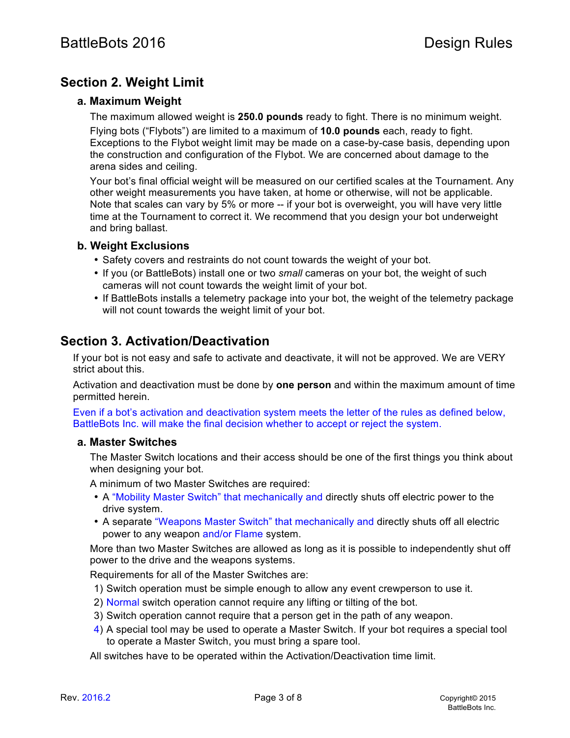## Section 2. Weight Limit

### a. Maximum Weight

The maximum allowed weight is **250.0 pounds** ready to fight. There is no minimum weight.

Flying bots (“Flybots”) are limited to a maximum of **10.0 pounds** each, ready to fight. Exceptions to the Flybot weight limit may be made on a case-by-case basis, depending upon the construction and configuration of the Flybot. We are concerned about damage to the arena sides and ceiling.

Your bot’s final official weight will be measured on our certified scales at the Tournament. Any other weight measurements you have taken, at home or otherwise, will not be applicable. Note that scales can vary by 5% or more -- if your bot is overweight, you will have very little time at the Tournament to correct it. We recommend that you design your bot underweight and bring ballast.

### b. Weight Exclusions

- Safety covers and restraints do not count towards the weight of your bot.
- If you (or BattleBots) install one or two *small* cameras on your bot, the weight of such cameras will not count towards the weight limit of your bot.
- If BattleBots installs a telemetry package into your bot, the weight of the telemetry package will not count towards the weight limit of your bot.

## Section 3. Activation/Deactivation

If your bot is not easy and safe to activate and deactivate, it will not be approved. We are VERY strict about this.

Activation and deactivation must be done by **one person** and within the maximum amount of time permitted herein.

Even if a bot’s activation and deactivation system meets the letter of the rules as defined below, BattleBots Inc. will make the final decision whether to accept or reject the system.

### a. Master Switches

The Master Switch locations and their access should be one of the first things you think about when designing your bot.

A minimum of two Master Switches are required:

- A “Mobility Master Switch” that mechanically and directly shuts off electric power to the drive system.
- A separate “Weapons Master Switch” that mechanically and directly shuts off all electric power to any weapon and/or Flame system.

More than two Master Switches are allowed as long as it is possible to independently shut off power to the drive and the weapons systems.

Requirements for all of the Master Switches are:

1) Switch operation must be simple enough to allow any event crewperson to use it.
2) Normal switch operation cannot require any lifting or tilting of the bot.
3) Switch operation cannot require that a person get in the path of any weapon.
4) A special tool may be used to operate a Master Switch. If your bot requires a special tool to operate a Master Switch, you must bring a spare tool.

All switches have to be operated within the Activation/Deactivation time limit.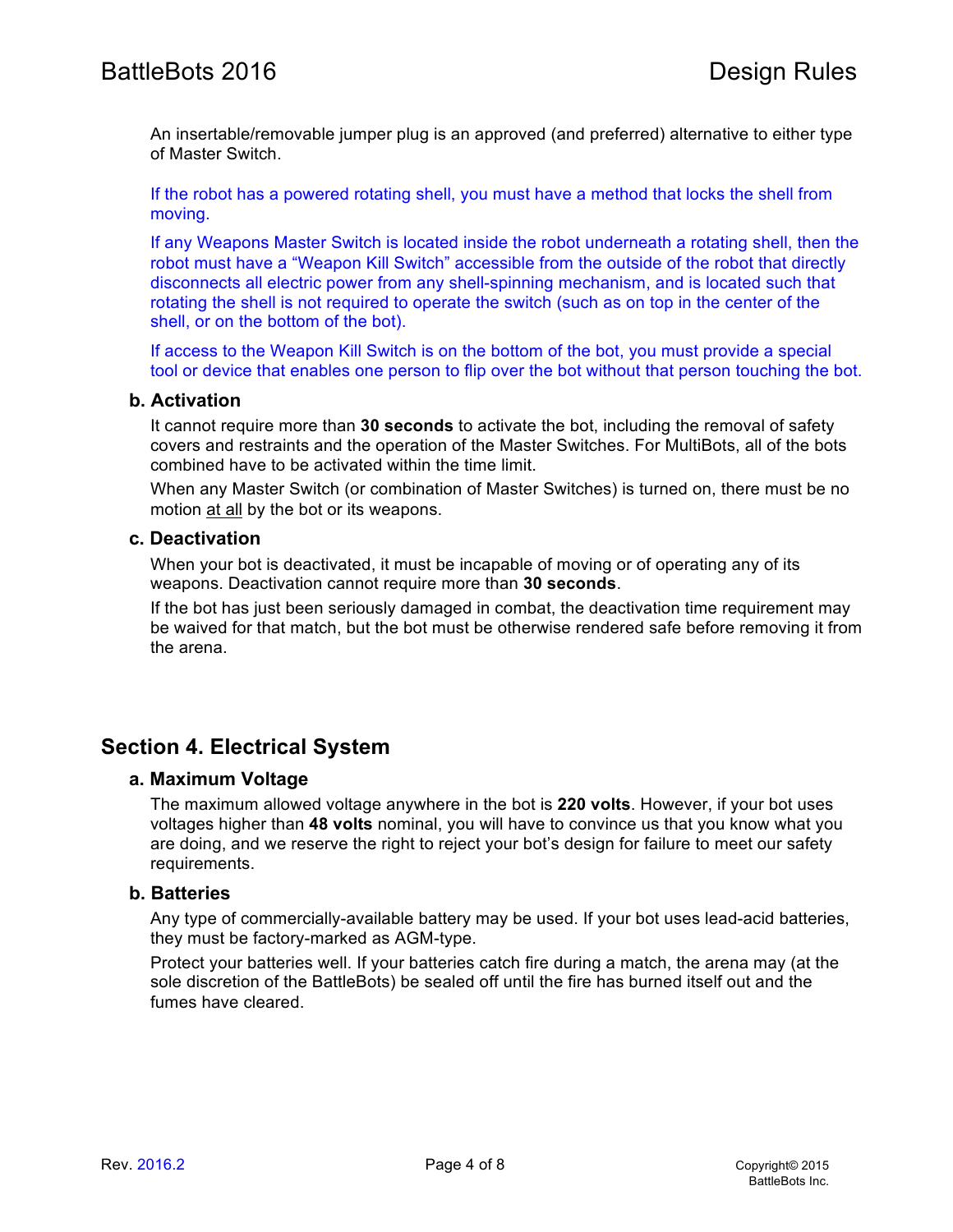An insertable/removable jumper plug is an approved (and preferred) alternative to either type of Master Switch.

If the robot has a powered rotating shell, you must have a method that locks the shell from moving.

If any Weapons Master Switch is located inside the robot underneath a rotating shell, then the robot must have a "Weapon Kill Switch" accessible from the outside of the robot that directly disconnects all electric power from any shell-spinning mechanism, and is located such that rotating the shell is not required to operate the switch (such as on top in the center of the shell, or on the bottom of the bot).

If access to the Weapon Kill Switch is on the bottom of the bot, you must provide a special tool or device that enables one person to flip over the bot without that person touching the bot.

### b. Activation

It cannot require more than **30 seconds** to activate the bot, including the removal of safety covers and restraints and the operation of the Master Switches. For MultiBots, all of the bots combined have to be activated within the time limit.

When any Master Switch (or combination of Master Switches) is turned on, there must be no motion at all by the bot or its weapons.

### c. Deactivation

When your bot is deactivated, it must be incapable of moving or of operating any of its weapons. Deactivation cannot require more than **30 seconds**.

If the bot has just been seriously damaged in combat, the deactivation time requirement may be waived for that match, but the bot must be otherwise rendered safe before removing it from the arena.

## Section 4. Electrical System

### a. Maximum Voltage

The maximum allowed voltage anywhere in the bot is **220 volts**. However, if your bot uses voltages higher than **48 volts** nominal, you will have to convince us that you know what you are doing, and we reserve the right to reject your bot's design for failure to meet our safety requirements.

### b. Batteries

Any type of commercially-available battery may be used. If your bot uses lead-acid batteries, they must be factory-marked as AGM-type.

Protect your batteries well. If your batteries catch fire during a match, the arena may (at the sole discretion of the BattleBots) be sealed off until the fire has burned itself out and the fumes have cleared.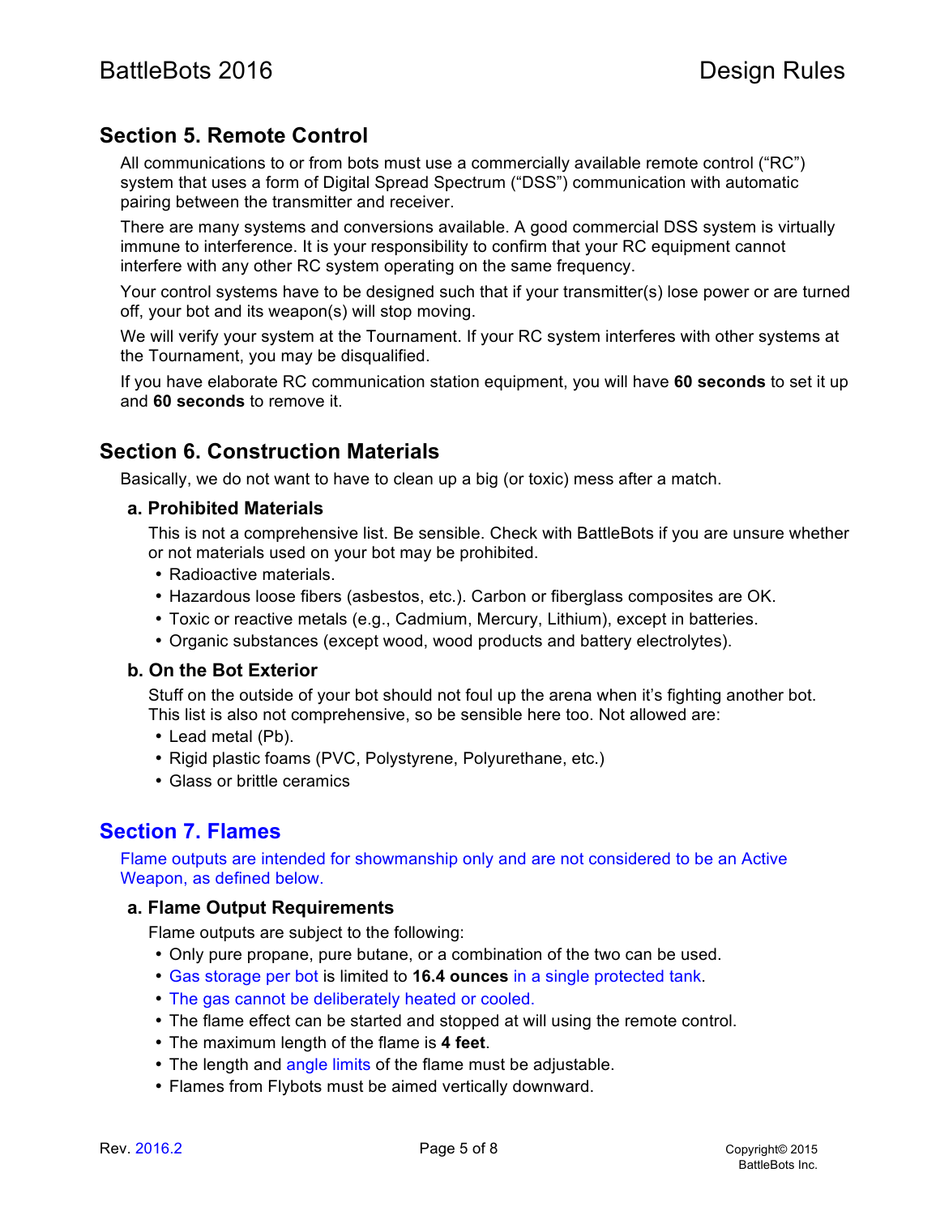## Section 5. Remote Control

All communications to or from bots must use a commercially available remote control ("RC") system that uses a form of Digital Spread Spectrum ("DSS") communication with automatic pairing between the transmitter and receiver.

There are many systems and conversions available. A good commercial DSS system is virtually immune to interference. It is your responsibility to confirm that your RC equipment cannot interfere with any other RC system operating on the same frequency.

Your control systems have to be designed such that if your transmitter(s) lose power or are turned off, your bot and its weapon(s) will stop moving.

We will verify your system at the Tournament. If your RC system interferes with other systems at the Tournament, you may be disqualified.

If you have elaborate RC communication station equipment, you will have **60 seconds** to set it up and **60 seconds** to remove it.

## Section 6. Construction Materials

Basically, we do not want to have to clean up a big (or toxic) mess after a match.

### a. Prohibited Materials

This is not a comprehensive list. Be sensible. Check with BattleBots if you are unsure whether or not materials used on your bot may be prohibited.

- Radioactive materials.
- Hazardous loose fibers (asbestos, etc.). Carbon or fiberglass composites are OK.
- Toxic or reactive metals (e.g., Cadmium, Mercury, Lithium), except in batteries.
- Organic substances (except wood, wood products and battery electrolytes).

### b. On the Bot Exterior

Stuff on the outside of your bot should not foul up the arena when it's fighting another bot. This list is also not comprehensive, so be sensible here too. Not allowed are:

- Lead metal (Pb).
- Rigid plastic foams (PVC, Polystyrene, Polyurethane, etc.)
- Glass or brittle ceramics

## Section 7. Flames

Flame outputs are intended for showmanship only and are not considered to be an Active Weapon, as defined below.

### a. Flame Output Requirements

Flame outputs are subject to the following:

- Only pure propane, pure butane, or a combination of the two can be used.
- Gas storage per bot is limited to **16.4 ounces** in a single protected tank.
- The gas cannot be deliberately heated or cooled.
- The flame effect can be started and stopped at will using the remote control.
- The maximum length of the flame is **4 feet**.
- The length and angle limits of the flame must be adjustable.
- Flames from Flybots must be aimed vertically downward.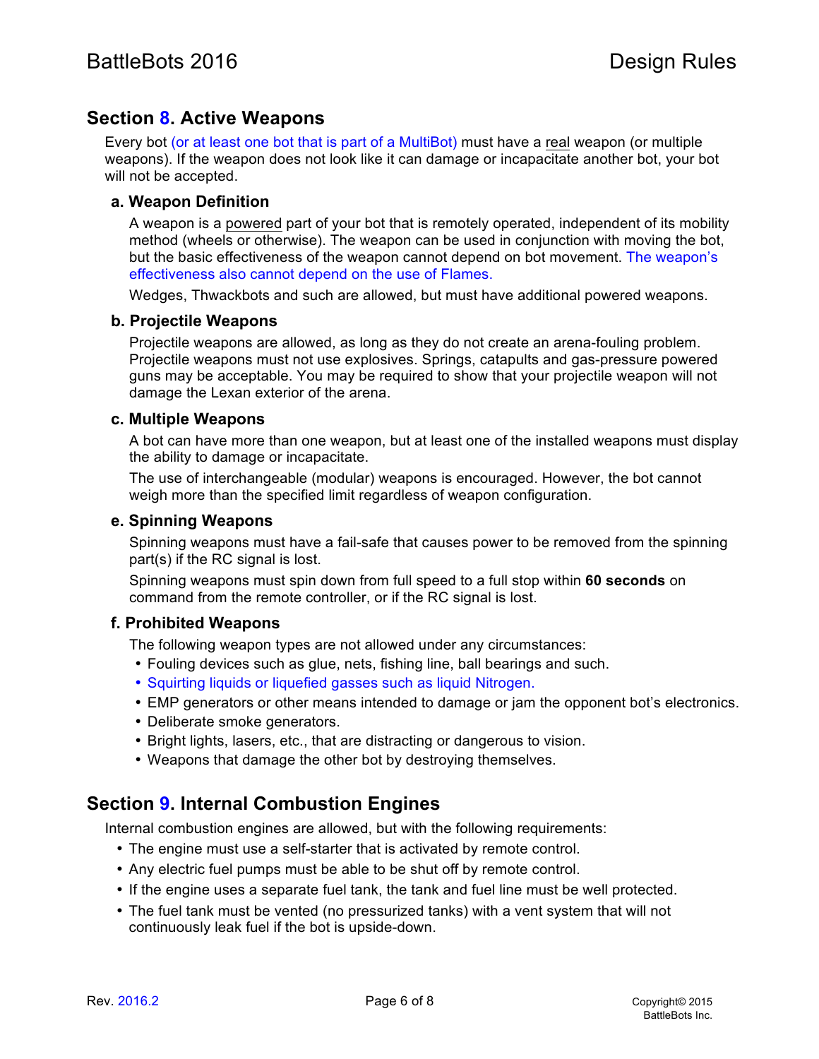## Section 8. Active Weapons

Every bot (or at least one bot that is part of a MultiBot) must have a real weapon (or multiple weapons). If the weapon does not look like it can damage or incapacitate another bot, your bot will not be accepted.

### a. Weapon Definition

A weapon is a powered part of your bot that is remotely operated, independent of its mobility method (wheels or otherwise). The weapon can be used in conjunction with moving the bot, but the basic effectiveness of the weapon cannot depend on bot movement. The weapon's effectiveness also cannot depend on the use of Flames.

Wedges, Thwackbots and such are allowed, but must have additional powered weapons.

### b. Projectile Weapons

Projectile weapons are allowed, as long as they do not create an arena-fouling problem. Projectile weapons must not use explosives. Springs, catapults and gas-pressure powered guns may be acceptable. You may be required to show that your projectile weapon will not damage the Lexan exterior of the arena.

### c. Multiple Weapons

A bot can have more than one weapon, but at least one of the installed weapons must display the ability to damage or incapacitate.

The use of interchangeable (modular) weapons is encouraged. However, the bot cannot weigh more than the specified limit regardless of weapon configuration.

### e. Spinning Weapons

Spinning weapons must have a fail-safe that causes power to be removed from the spinning part(s) if the RC signal is lost.

Spinning weapons must spin down from full speed to a full stop within **60 seconds** on command from the remote controller, or if the RC signal is lost.

### f. Prohibited Weapons

The following weapon types are not allowed under any circumstances:

- Fouling devices such as glue, nets, fishing line, ball bearings and such.
- Squirting liquids or liquefied gasses such as liquid Nitrogen.
- EMP generators or other means intended to damage or jam the opponent bot's electronics.
- Deliberate smoke generators.
- Bright lights, lasers, etc., that are distracting or dangerous to vision.
- Weapons that damage the other bot by destroying themselves.

## Section 9. Internal Combustion Engines

Internal combustion engines are allowed, but with the following requirements:

- The engine must use a self-starter that is activated by remote control.
- Any electric fuel pumps must be able to be shut off by remote control.
- If the engine uses a separate fuel tank, the tank and fuel line must be well protected.
- The fuel tank must be vented (no pressurized tanks) with a vent system that will not continuously leak fuel if the bot is upside-down.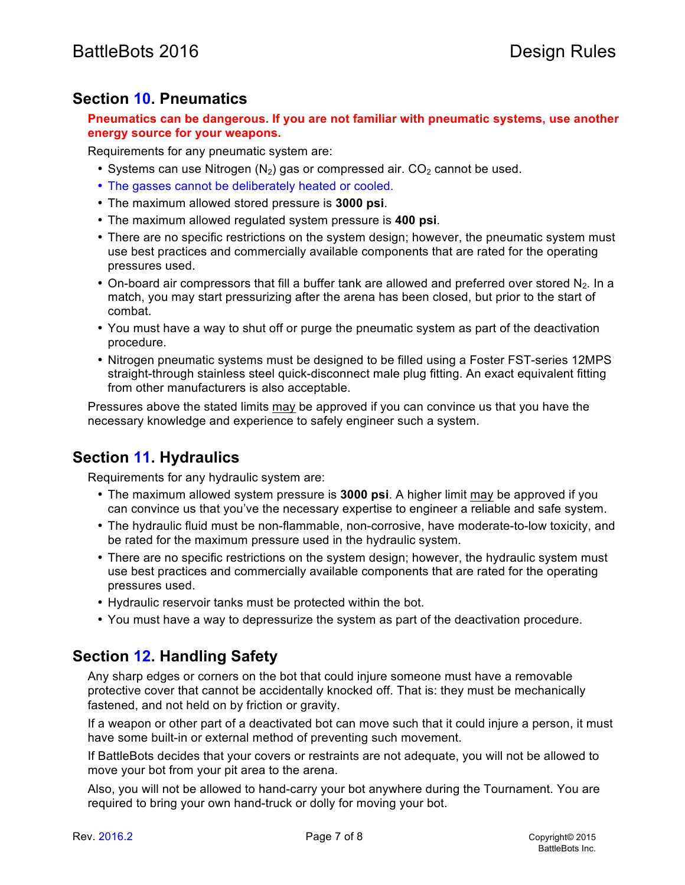## Section 10. Pneumatics

**Pneumatics can be dangerous. If you are not familiar with pneumatic systems, use another energy source for your weapons.**

Requirements for any pneumatic system are:

- Systems can use Nitrogen ($N_2$) gas or compressed air. $CO_2$ cannot be used.
- The gasses cannot be deliberately heated or cooled.
- The maximum allowed stored pressure is **3000 psi**.
- The maximum allowed regulated system pressure is **400 psi**.
- There are no specific restrictions on the system design; however, the pneumatic system must use best practices and commercially available components that are rated for the operating pressures used.
- On-board air compressors that fill a buffer tank are allowed and preferred over stored $N_2$. In a match, you may start pressurizing after the arena has been closed, but prior to the start of combat.
- You must have a way to shut off or purge the pneumatic system as part of the deactivation procedure.
- Nitrogen pneumatic systems must be designed to be filled using a Foster FST-series 12MPS straight-through stainless steel quick-disconnect male plug fitting. An exact equivalent fitting from other manufacturers is also acceptable.

Pressures above the stated limits may be approved if you can convince us that you have the necessary knowledge and experience to safely engineer such a system.

## Section 11. Hydraulics

Requirements for any hydraulic system are:

- The maximum allowed system pressure is **3000 psi**. A higher limit may be approved if you can convince us that you've the necessary expertise to engineer a reliable and safe system.
- The hydraulic fluid must be non-flammable, non-corrosive, have moderate-to-low toxicity, and be rated for the maximum pressure used in the hydraulic system.
- There are no specific restrictions on the system design; however, the hydraulic system must use best practices and commercially available components that are rated for the operating pressures used.
- Hydraulic reservoir tanks must be protected within the bot.
- You must have a way to depressurize the system as part of the deactivation procedure.

## Section 12. Handling Safety

Any sharp edges or corners on the bot that could injure someone must have a removable protective cover that cannot be accidentally knocked off. That is: they must be mechanically fastened, and not held on by friction or gravity.

If a weapon or other part of a deactivated bot can move such that it could injure a person, it must have some built-in or external method of preventing such movement.

If BattleBots decides that your covers or restraints are not adequate, you will not be allowed to move your bot from your pit area to the arena.

Also, you will not be allowed to hand-carry your bot anywhere during the Tournament. You are required to bring your own hand-truck or dolly for moving your bot.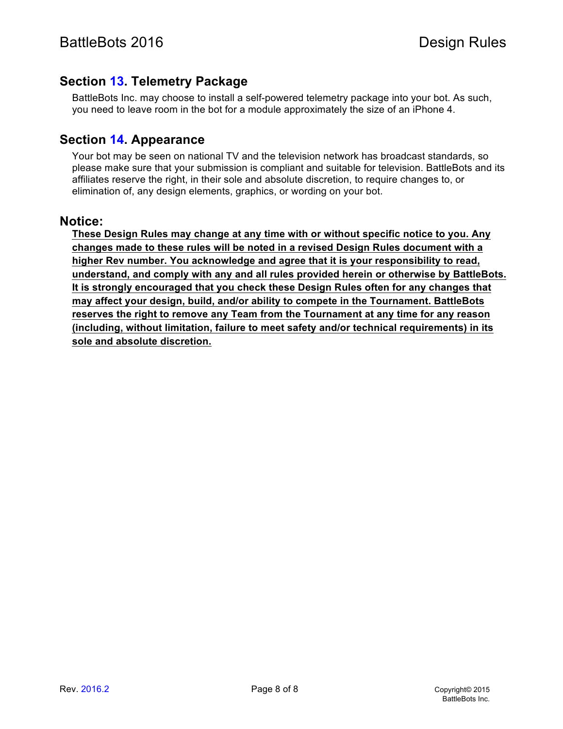## Section 13. Telemetry Package

BattleBots Inc. may choose to install a self-powered telemetry package into your bot. As such, you need to leave room in the bot for a module approximately the size of an iPhone 4.

## Section 14. Appearance

Your bot may be seen on national TV and the television network has broadcast standards, so please make sure that your submission is compliant and suitable for television. BattleBots and its affiliates reserve the right, in their sole and absolute discretion, to require changes to, or elimination of, any design elements, graphics, or wording on your bot.

## Notice:

**These Design Rules may change at any time with or without specific notice to you. Any changes made to these rules will be noted in a revised Design Rules document with a higher Rev number. You acknowledge and agree that it is your responsibility to read, understand, and comply with any and all rules provided herein or otherwise by BattleBots. It is strongly encouraged that you check these Design Rules often for any changes that may affect your design, build, and/or ability to compete in the Tournament. BattleBots reserves the right to remove any Team from the Tournament at any time for any reason (including, without limitation, failure to meet safety and/or technical requirements) in its sole and absolute discretion.**